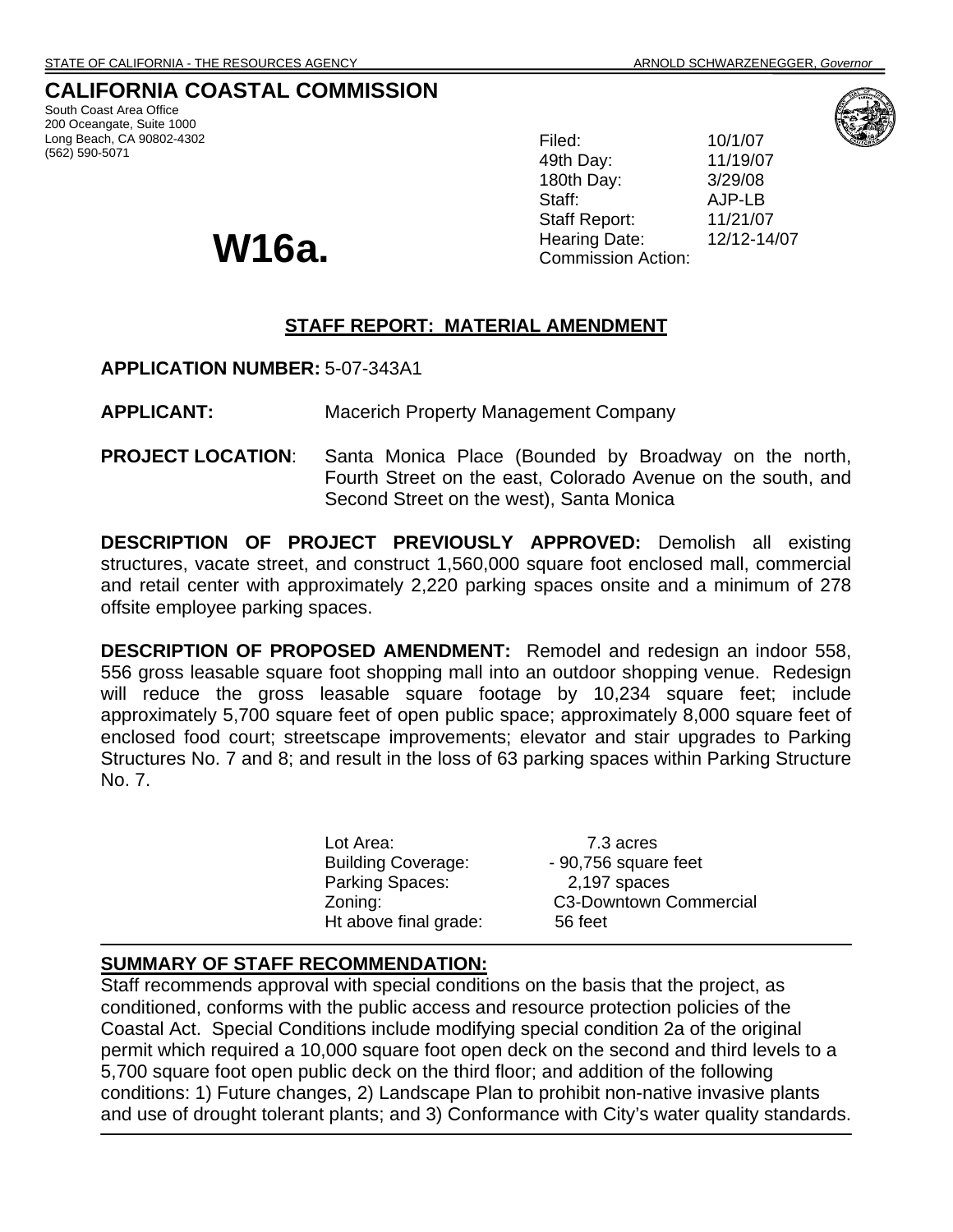STATE OF CALIFORNIA - THE RESOURCES AGENCY ARNOLD SCHWARZENEGGER, *Governor*

# CALIFORNIA COASTAL COMMISSION

South Coast Area Office
200 Oceangate, Suite 1000
Long Beach, CA 90802-4302
(562) 590-5071

| | |
|---|---|
| Filed: | 10/1/07 |
| 49th Day: | 11/19/07 |
| 180th Day: | 3/29/08 |
| Staff: | AJP-LB |
| Staff Report: | 11/21/07 |
| Hearing Date: | 12/12-14/07 |
| Commission Action: | |

# W16a.

## STAFF REPORT: MATERIAL AMENDMENT

**APPLICATION NUMBER:** 5-07-343A1

**APPLICANT:** Macerich Property Management Company

**PROJECT LOCATION**: Santa Monica Place (Bounded by Broadway on the north, Fourth Street on the east, Colorado Avenue on the south, and Second Street on the west), Santa Monica

**DESCRIPTION OF PROJECT PREVIOUSLY APPROVED:** Demolish all existing structures, vacate street, and construct 1,560,000 square foot enclosed mall, commercial and retail center with approximately 2,220 parking spaces onsite and a minimum of 278 offsite employee parking spaces.

**DESCRIPTION OF PROPOSED AMENDMENT:** Remodel and redesign an indoor 558, 556 gross leasable square foot shopping mall into an outdoor shopping venue. Redesign will reduce the gross leasable square footage by 10,234 square feet; include approximately 5,700 square feet of open public space; approximately 8,000 square feet of enclosed food court; streetscape improvements; elevator and stair upgrades to Parking Structures No. 7 and 8; and result in the loss of 63 parking spaces within Parking Structure No. 7.

| | |
|---|---|
| Lot Area: | 7.3 acres |
| Building Coverage: | - 90,756 square feet |
| Parking Spaces: | 2,197 spaces |
| Zoning: | C3-Downtown Commercial |
| Ht above final grade: | 56 feet |

**SUMMARY OF STAFF RECOMMENDATION:**

Staff recommends approval with special conditions on the basis that the project, as conditioned, conforms with the public access and resource protection policies of the Coastal Act. Special Conditions include modifying special condition 2a of the original permit which required a 10,000 square foot open deck on the second and third levels to a 5,700 square foot open public deck on the third floor; and addition of the following conditions: 1) Future changes, 2) Landscape Plan to prohibit non-native invasive plants and use of drought tolerant plants; and 3) Conformance with City's water quality standards.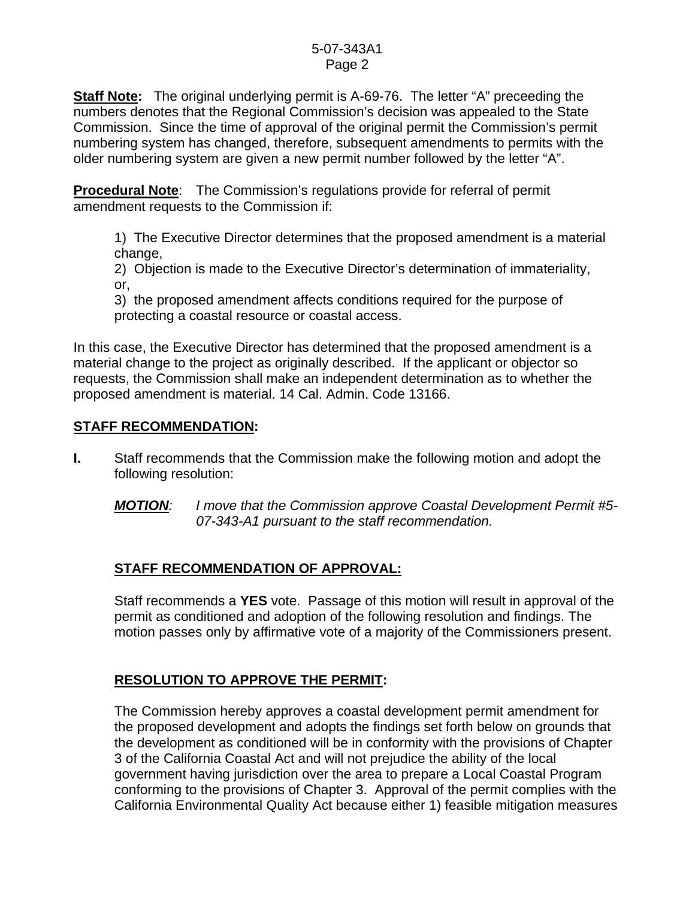**Staff Note:** The original underlying permit is A-69-76. The letter "A" preceeding the numbers denotes that the Regional Commission's decision was appealed to the State Commission. Since the time of approval of the original permit the Commission's permit numbering system has changed, therefore, subsequent amendments to permits with the older numbering system are given a new permit number followed by the letter "A".

**Procedural Note**: The Commission's regulations provide for referral of permit amendment requests to the Commission if:

1) The Executive Director determines that the proposed amendment is a material change,
2) Objection is made to the Executive Director's determination of immateriality, or,
3) the proposed amendment affects conditions required for the purpose of protecting a coastal resource or coastal access.

In this case, the Executive Director has determined that the proposed amendment is a material change to the project as originally described. If the applicant or objector so requests, the Commission shall make an independent determination as to whether the proposed amendment is material. 14 Cal. Admin. Code 13166.

## STAFF RECOMMENDATION:

**I.** Staff recommends that the Commission make the following motion and adopt the following resolution:

***MOTION**: I move that the Commission approve Coastal Development Permit #5-07-343-A1 pursuant to the staff recommendation.*

### STAFF RECOMMENDATION OF APPROVAL:

Staff recommends a **YES** vote. Passage of this motion will result in approval of the permit as conditioned and adoption of the following resolution and findings. The motion passes only by affirmative vote of a majority of the Commissioners present.

### RESOLUTION TO APPROVE THE PERMIT:

The Commission hereby approves a coastal development permit amendment for the proposed development and adopts the findings set forth below on grounds that the development as conditioned will be in conformity with the provisions of Chapter 3 of the California Coastal Act and will not prejudice the ability of the local government having jurisdiction over the area to prepare a Local Coastal Program conforming to the provisions of Chapter 3. Approval of the permit complies with the California Environmental Quality Act because either 1) feasible mitigation measures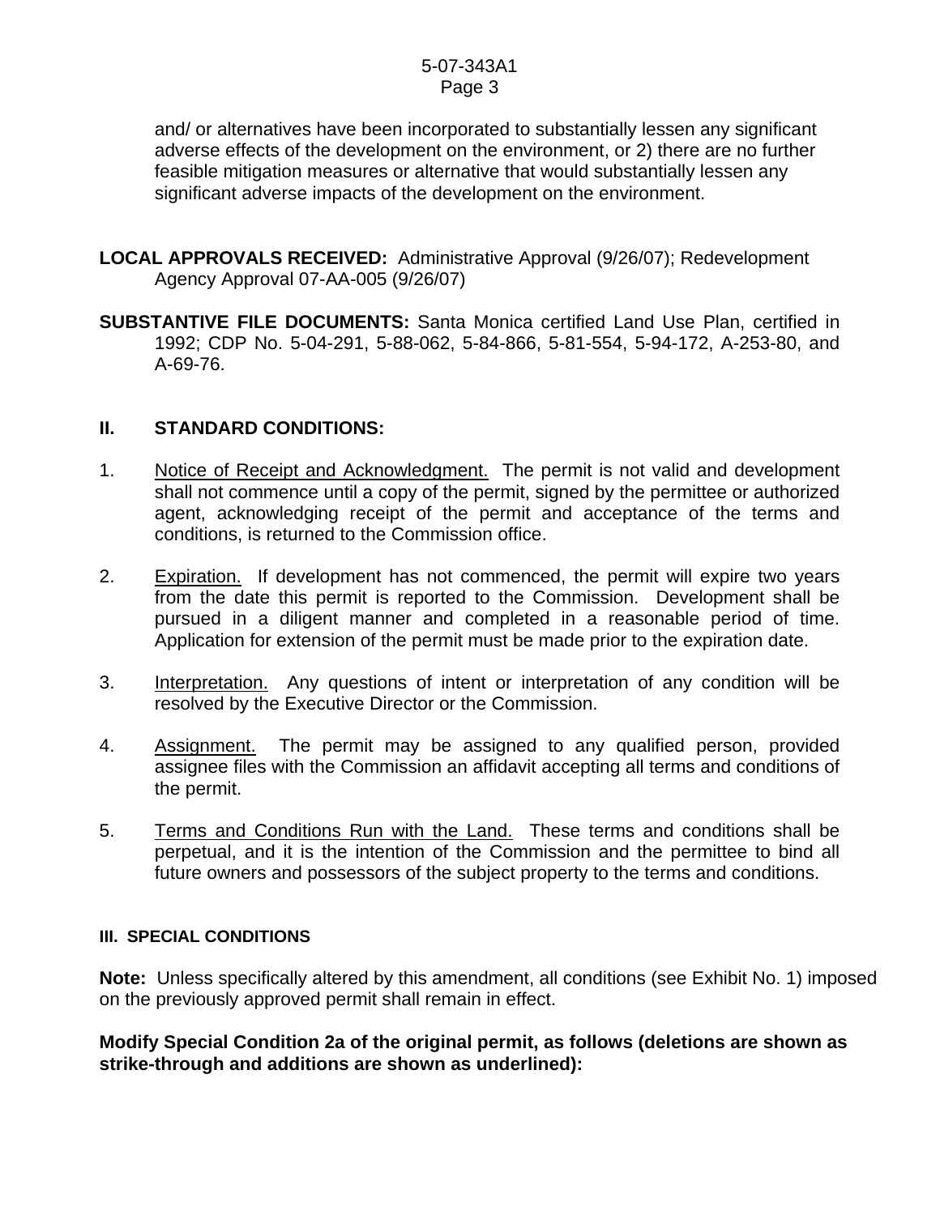and/ or alternatives have been incorporated to substantially lessen any significant adverse effects of the development on the environment, or 2) there are no further feasible mitigation measures or alternative that would substantially lessen any significant adverse impacts of the development on the environment.

**LOCAL APPROVALS RECEIVED:** Administrative Approval (9/26/07); Redevelopment Agency Approval 07-AA-005 (9/26/07)

**SUBSTANTIVE FILE DOCUMENTS:** Santa Monica certified Land Use Plan, certified in 1992; CDP No. 5-04-291, 5-88-062, 5-84-866, 5-81-554, 5-94-172, A-253-80, and A-69-76.

## II. STANDARD CONDITIONS:

1. Notice of Receipt and Acknowledgment. The permit is not valid and development shall not commence until a copy of the permit, signed by the permittee or authorized agent, acknowledging receipt of the permit and acceptance of the terms and conditions, is returned to the Commission office.

2. Expiration. If development has not commenced, the permit will expire two years from the date this permit is reported to the Commission. Development shall be pursued in a diligent manner and completed in a reasonable period of time. Application for extension of the permit must be made prior to the expiration date.

3. Interpretation. Any questions of intent or interpretation of any condition will be resolved by the Executive Director or the Commission.

4. Assignment. The permit may be assigned to any qualified person, provided assignee files with the Commission an affidavit accepting all terms and conditions of the permit.

5. Terms and Conditions Run with the Land. These terms and conditions shall be perpetual, and it is the intention of the Commission and the permittee to bind all future owners and possessors of the subject property to the terms and conditions.

## III. SPECIAL CONDITIONS

**Note:** Unless specifically altered by this amendment, all conditions (see Exhibit No. 1) imposed on the previously approved permit shall remain in effect.

**Modify Special Condition 2a of the original permit, as follows (deletions are shown as strike-through and additions are shown as underlined):**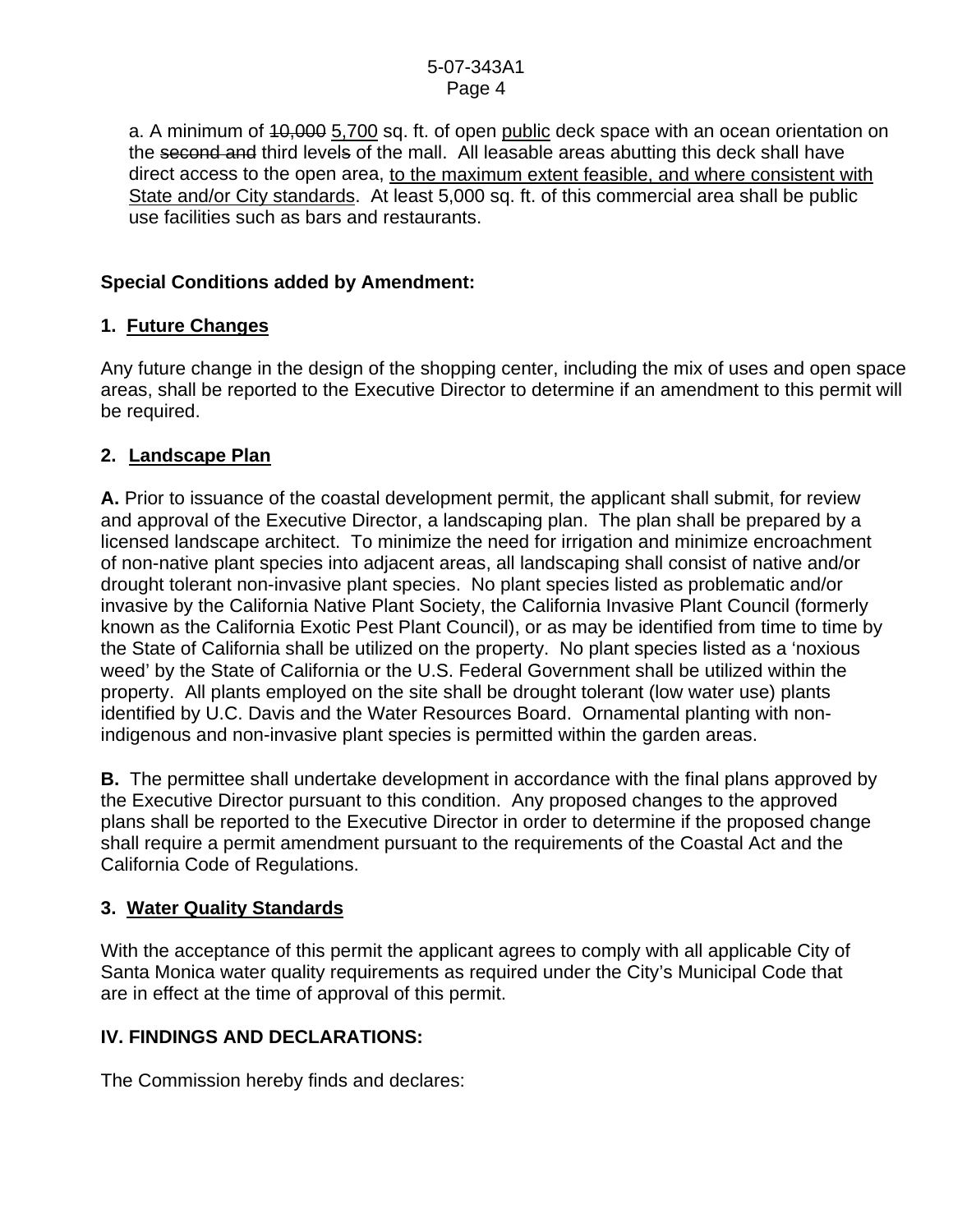a. A minimum of ~~10,000~~ <u>5,700</u> sq. ft. of open <u>public</u> deck space with an ocean orientation on the ~~second and~~ third level~~s~~ of the mall. All leasable areas abutting this deck shall have direct access to the open area, <u>to the maximum extent feasible, and where consistent with State and/or City standards</u>. At least 5,000 sq. ft. of this commercial area shall be public use facilities such as bars and restaurants.

**Special Conditions added by Amendment:**

**1. <u>Future Changes</u>**

Any future change in the design of the shopping center, including the mix of uses and open space areas, shall be reported to the Executive Director to determine if an amendment to this permit will be required.

**2. <u>Landscape Plan</u>**

**A.** Prior to issuance of the coastal development permit, the applicant shall submit, for review and approval of the Executive Director, a landscaping plan. The plan shall be prepared by a licensed landscape architect. To minimize the need for irrigation and minimize encroachment of non-native plant species into adjacent areas, all landscaping shall consist of native and/or drought tolerant non-invasive plant species. No plant species listed as problematic and/or invasive by the California Native Plant Society, the California Invasive Plant Council (formerly known as the California Exotic Pest Plant Council), or as may be identified from time to time by the State of California shall be utilized on the property. No plant species listed as a 'noxious weed' by the State of California or the U.S. Federal Government shall be utilized within the property. All plants employed on the site shall be drought tolerant (low water use) plants identified by U.C. Davis and the Water Resources Board. Ornamental planting with non-indigenous and non-invasive plant species is permitted within the garden areas.

**B.** The permittee shall undertake development in accordance with the final plans approved by the Executive Director pursuant to this condition. Any proposed changes to the approved plans shall be reported to the Executive Director in order to determine if the proposed change shall require a permit amendment pursuant to the requirements of the Coastal Act and the California Code of Regulations.

**3. <u>Water Quality Standards</u>**

With the acceptance of this permit the applicant agrees to comply with all applicable City of Santa Monica water quality requirements as required under the City's Municipal Code that are in effect at the time of approval of this permit.

## IV. FINDINGS AND DECLARATIONS:

The Commission hereby finds and declares: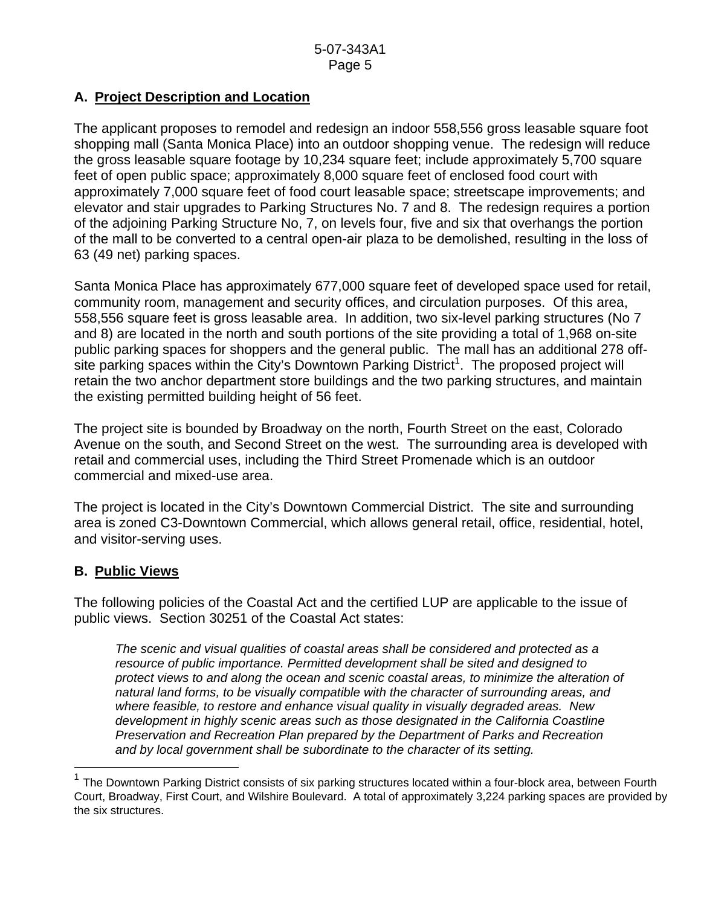## A. Project Description and Location

The applicant proposes to remodel and redesign an indoor 558,556 gross leasable square foot shopping mall (Santa Monica Place) into an outdoor shopping venue. The redesign will reduce the gross leasable square footage by 10,234 square feet; include approximately 5,700 square feet of open public space; approximately 8,000 square feet of enclosed food court with approximately 7,000 square feet of food court leasable space; streetscape improvements; and elevator and stair upgrades to Parking Structures No. 7 and 8. The redesign requires a portion of the adjoining Parking Structure No, 7, on levels four, five and six that overhangs the portion of the mall to be converted to a central open-air plaza to be demolished, resulting in the loss of 63 (49 net) parking spaces.

Santa Monica Place has approximately 677,000 square feet of developed space used for retail, community room, management and security offices, and circulation purposes. Of this area, 558,556 square feet is gross leasable area. In addition, two six-level parking structures (No 7 and 8) are located in the north and south portions of the site providing a total of 1,968 on-site public parking spaces for shoppers and the general public. The mall has an additional 278 off-site parking spaces within the City's Downtown Parking District[1]. The proposed project will retain the two anchor department store buildings and the two parking structures, and maintain the existing permitted building height of 56 feet.

The project site is bounded by Broadway on the north, Fourth Street on the east, Colorado Avenue on the south, and Second Street on the west. The surrounding area is developed with retail and commercial uses, including the Third Street Promenade which is an outdoor commercial and mixed-use area.

The project is located in the City's Downtown Commercial District. The site and surrounding area is zoned C3-Downtown Commercial, which allows general retail, office, residential, hotel, and visitor-serving uses.

## B. Public Views

The following policies of the Coastal Act and the certified LUP are applicable to the issue of public views. Section 30251 of the Coastal Act states:

> *The scenic and visual qualities of coastal areas shall be considered and protected as a resource of public importance. Permitted development shall be sited and designed to protect views to and along the ocean and scenic coastal areas, to minimize the alteration of natural land forms, to be visually compatible with the character of surrounding areas, and where feasible, to restore and enhance visual quality in visually degraded areas. New development in highly scenic areas such as those designated in the California Coastline Preservation and Recreation Plan prepared by the Department of Parks and Recreation and by local government shall be subordinate to the character of its setting.*

---

[1] The Downtown Parking District consists of six parking structures located within a four-block area, between Fourth Court, Broadway, First Court, and Wilshire Boulevard. A total of approximately 3,224 parking spaces are provided by the six structures.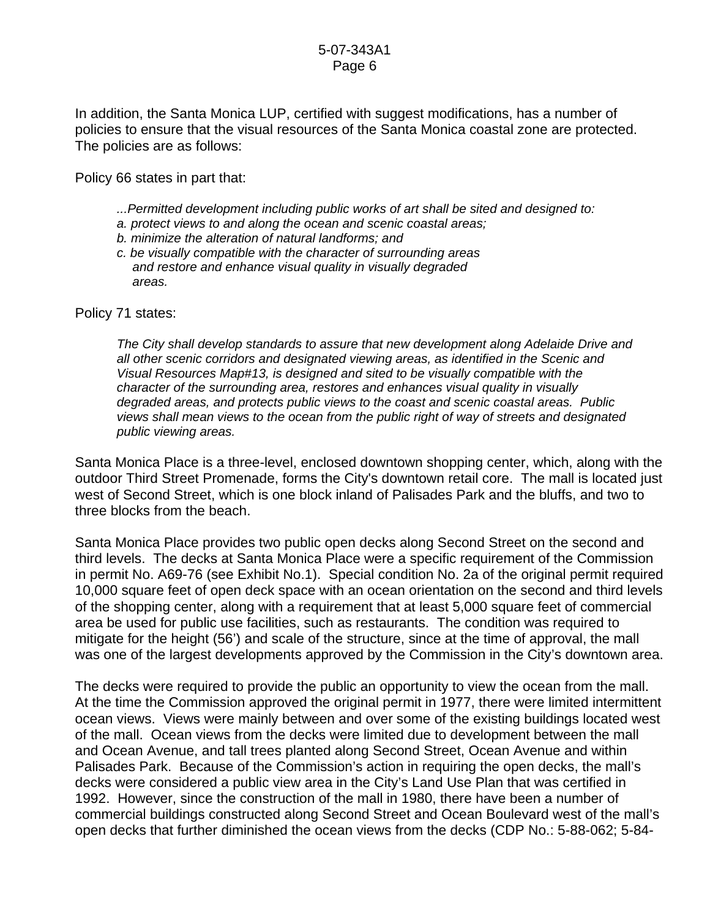In addition, the Santa Monica LUP, certified with suggest modifications, has a number of policies to ensure that the visual resources of the Santa Monica coastal zone are protected. The policies are as follows:

Policy 66 states in part that:

> *...Permitted development including public works of art shall be sited and designed to:*
> *a. protect views to and along the ocean and scenic coastal areas;*
> *b. minimize the alteration of natural landforms; and*
> *c. be visually compatible with the character of surrounding areas and restore and enhance visual quality in visually degraded areas.*

Policy 71 states:

> *The City shall develop standards to assure that new development along Adelaide Drive and all other scenic corridors and designated viewing areas, as identified in the Scenic and Visual Resources Map#13, is designed and sited to be visually compatible with the character of the surrounding area, restores and enhances visual quality in visually degraded areas, and protects public views to the coast and scenic coastal areas. Public views shall mean views to the ocean from the public right of way of streets and designated public viewing areas.*

Santa Monica Place is a three-level, enclosed downtown shopping center, which, along with the outdoor Third Street Promenade, forms the City's downtown retail core. The mall is located just west of Second Street, which is one block inland of Palisades Park and the bluffs, and two to three blocks from the beach.

Santa Monica Place provides two public open decks along Second Street on the second and third levels. The decks at Santa Monica Place were a specific requirement of the Commission in permit No. A69-76 (see Exhibit No.1). Special condition No. 2a of the original permit required 10,000 square feet of open deck space with an ocean orientation on the second and third levels of the shopping center, along with a requirement that at least 5,000 square feet of commercial area be used for public use facilities, such as restaurants. The condition was required to mitigate for the height (56') and scale of the structure, since at the time of approval, the mall was one of the largest developments approved by the Commission in the City's downtown area.

The decks were required to provide the public an opportunity to view the ocean from the mall. At the time the Commission approved the original permit in 1977, there were limited intermittent ocean views. Views were mainly between and over some of the existing buildings located west of the mall. Ocean views from the decks were limited due to development between the mall and Ocean Avenue, and tall trees planted along Second Street, Ocean Avenue and within Palisades Park. Because of the Commission's action in requiring the open decks, the mall's decks were considered a public view area in the City's Land Use Plan that was certified in 1992. However, since the construction of the mall in 1980, there have been a number of commercial buildings constructed along Second Street and Ocean Boulevard west of the mall's open decks that further diminished the ocean views from the decks (CDP No.: 5-88-062; 5-84-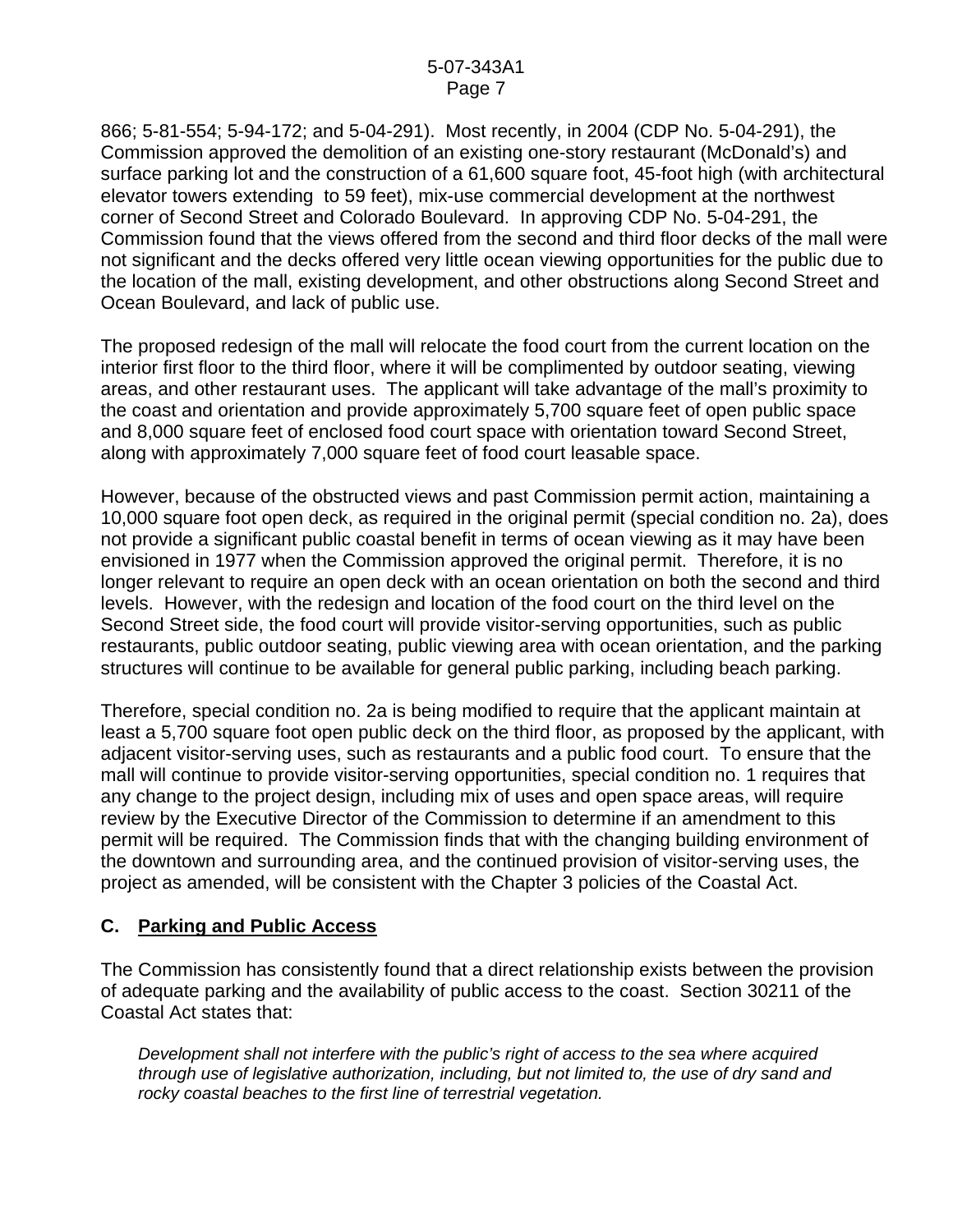866; 5-81-554; 5-94-172; and 5-04-291). Most recently, in 2004 (CDP No. 5-04-291), the Commission approved the demolition of an existing one-story restaurant (McDonald's) and surface parking lot and the construction of a 61,600 square foot, 45-foot high (with architectural elevator towers extending to 59 feet), mix-use commercial development at the northwest corner of Second Street and Colorado Boulevard. In approving CDP No. 5-04-291, the Commission found that the views offered from the second and third floor decks of the mall were not significant and the decks offered very little ocean viewing opportunities for the public due to the location of the mall, existing development, and other obstructions along Second Street and Ocean Boulevard, and lack of public use.

The proposed redesign of the mall will relocate the food court from the current location on the interior first floor to the third floor, where it will be complimented by outdoor seating, viewing areas, and other restaurant uses. The applicant will take advantage of the mall's proximity to the coast and orientation and provide approximately 5,700 square feet of open public space and 8,000 square feet of enclosed food court space with orientation toward Second Street, along with approximately 7,000 square feet of food court leasable space.

However, because of the obstructed views and past Commission permit action, maintaining a 10,000 square foot open deck, as required in the original permit (special condition no. 2a), does not provide a significant public coastal benefit in terms of ocean viewing as it may have been envisioned in 1977 when the Commission approved the original permit. Therefore, it is no longer relevant to require an open deck with an ocean orientation on both the second and third levels. However, with the redesign and location of the food court on the third level on the Second Street side, the food court will provide visitor-serving opportunities, such as public restaurants, public outdoor seating, public viewing area with ocean orientation, and the parking structures will continue to be available for general public parking, including beach parking.

Therefore, special condition no. 2a is being modified to require that the applicant maintain at least a 5,700 square foot open public deck on the third floor, as proposed by the applicant, with adjacent visitor-serving uses, such as restaurants and a public food court. To ensure that the mall will continue to provide visitor-serving opportunities, special condition no. 1 requires that any change to the project design, including mix of uses and open space areas, will require review by the Executive Director of the Commission to determine if an amendment to this permit will be required. The Commission finds that with the changing building environment of the downtown and surrounding area, and the continued provision of visitor-serving uses, the project as amended, will be consistent with the Chapter 3 policies of the Coastal Act.

## C. Parking and Public Access

The Commission has consistently found that a direct relationship exists between the provision of adequate parking and the availability of public access to the coast. Section 30211 of the Coastal Act states that:

> *Development shall not interfere with the public's right of access to the sea where acquired through use of legislative authorization, including, but not limited to, the use of dry sand and rocky coastal beaches to the first line of terrestrial vegetation.*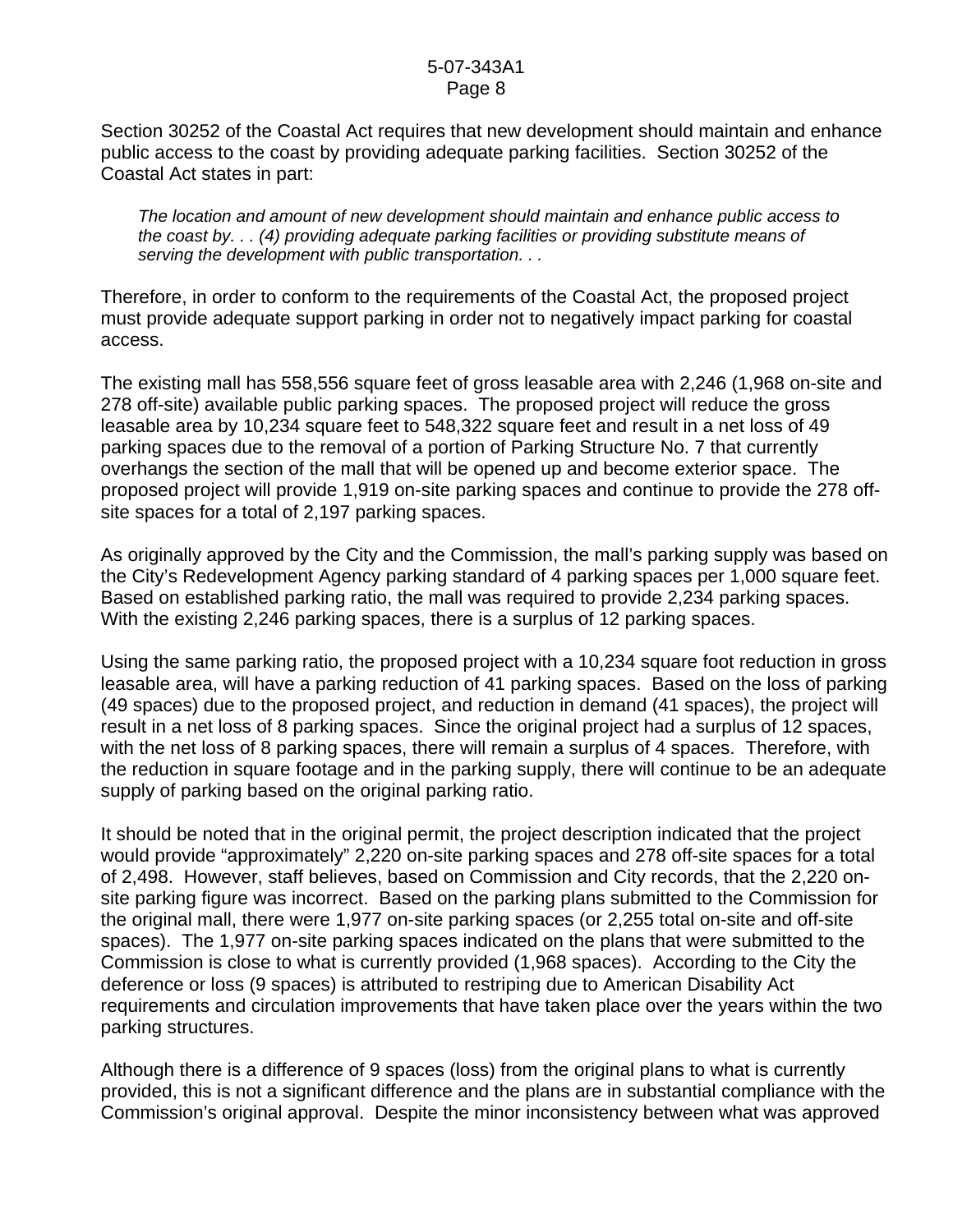Section 30252 of the Coastal Act requires that new development should maintain and enhance public access to the coast by providing adequate parking facilities. Section 30252 of the Coastal Act states in part:

> *The location and amount of new development should maintain and enhance public access to the coast by. . . (4) providing adequate parking facilities or providing substitute means of serving the development with public transportation. . .*

Therefore, in order to conform to the requirements of the Coastal Act, the proposed project must provide adequate support parking in order not to negatively impact parking for coastal access.

The existing mall has 558,556 square feet of gross leasable area with 2,246 (1,968 on-site and 278 off-site) available public parking spaces. The proposed project will reduce the gross leasable area by 10,234 square feet to 548,322 square feet and result in a net loss of 49 parking spaces due to the removal of a portion of Parking Structure No. 7 that currently overhangs the section of the mall that will be opened up and become exterior space. The proposed project will provide 1,919 on-site parking spaces and continue to provide the 278 off-site spaces for a total of 2,197 parking spaces.

As originally approved by the City and the Commission, the mall's parking supply was based on the City's Redevelopment Agency parking standard of 4 parking spaces per 1,000 square feet. Based on established parking ratio, the mall was required to provide 2,234 parking spaces. With the existing 2,246 parking spaces, there is a surplus of 12 parking spaces.

Using the same parking ratio, the proposed project with a 10,234 square foot reduction in gross leasable area, will have a parking reduction of 41 parking spaces. Based on the loss of parking (49 spaces) due to the proposed project, and reduction in demand (41 spaces), the project will result in a net loss of 8 parking spaces. Since the original project had a surplus of 12 spaces, with the net loss of 8 parking spaces, there will remain a surplus of 4 spaces. Therefore, with the reduction in square footage and in the parking supply, there will continue to be an adequate supply of parking based on the original parking ratio.

It should be noted that in the original permit, the project description indicated that the project would provide "approximately" 2,220 on-site parking spaces and 278 off-site spaces for a total of 2,498. However, staff believes, based on Commission and City records, that the 2,220 on-site parking figure was incorrect. Based on the parking plans submitted to the Commission for the original mall, there were 1,977 on-site parking spaces (or 2,255 total on-site and off-site spaces). The 1,977 on-site parking spaces indicated on the plans that were submitted to the Commission is close to what is currently provided (1,968 spaces). According to the City the deference or loss (9 spaces) is attributed to restriping due to American Disability Act requirements and circulation improvements that have taken place over the years within the two parking structures.

Although there is a difference of 9 spaces (loss) from the original plans to what is currently provided, this is not a significant difference and the plans are in substantial compliance with the Commission's original approval. Despite the minor inconsistency between what was approved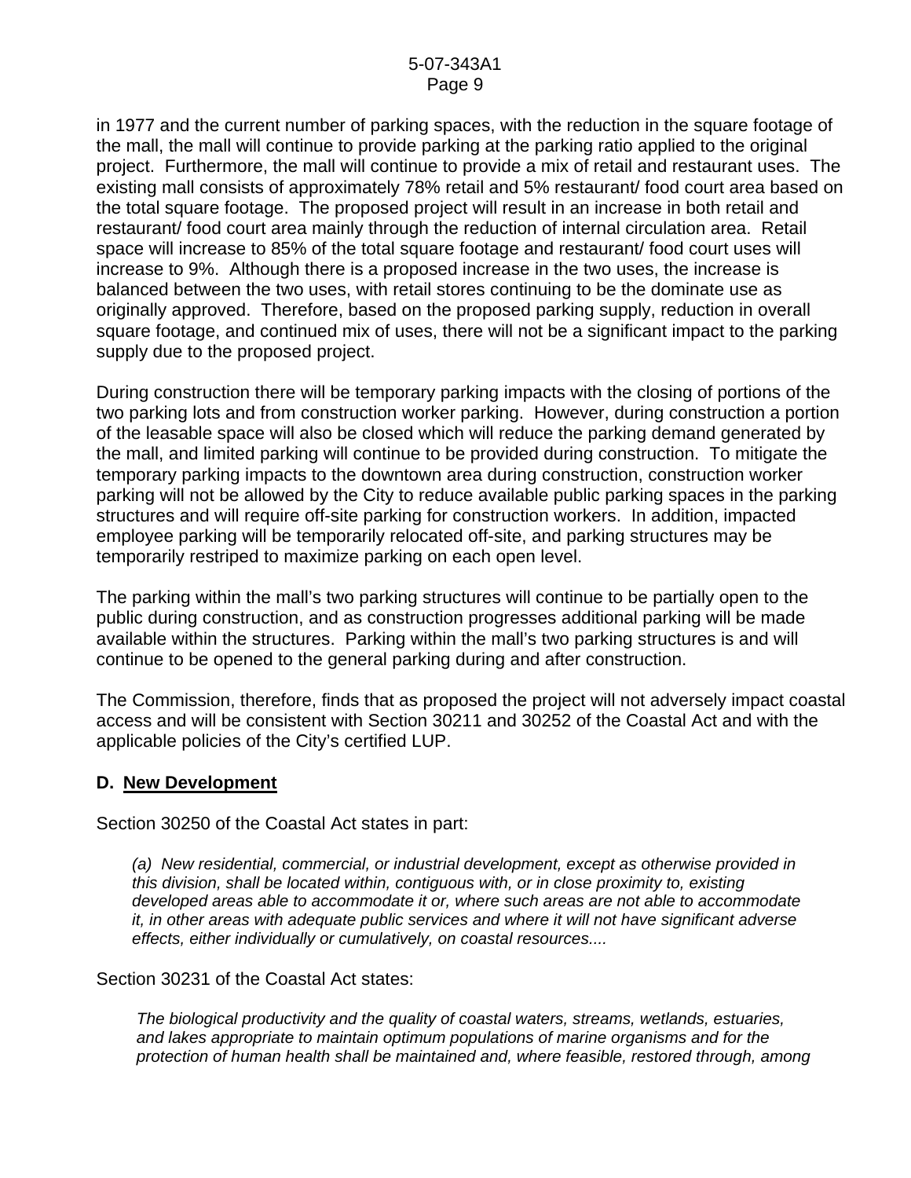in 1977 and the current number of parking spaces, with the reduction in the square footage of the mall, the mall will continue to provide parking at the parking ratio applied to the original project. Furthermore, the mall will continue to provide a mix of retail and restaurant uses. The existing mall consists of approximately 78% retail and 5% restaurant/ food court area based on the total square footage. The proposed project will result in an increase in both retail and restaurant/ food court area mainly through the reduction of internal circulation area. Retail space will increase to 85% of the total square footage and restaurant/ food court uses will increase to 9%. Although there is a proposed increase in the two uses, the increase is balanced between the two uses, with retail stores continuing to be the dominate use as originally approved. Therefore, based on the proposed parking supply, reduction in overall square footage, and continued mix of uses, there will not be a significant impact to the parking supply due to the proposed project.

During construction there will be temporary parking impacts with the closing of portions of the two parking lots and from construction worker parking. However, during construction a portion of the leasable space will also be closed which will reduce the parking demand generated by the mall, and limited parking will continue to be provided during construction. To mitigate the temporary parking impacts to the downtown area during construction, construction worker parking will not be allowed by the City to reduce available public parking spaces in the parking structures and will require off-site parking for construction workers. In addition, impacted employee parking will be temporarily relocated off-site, and parking structures may be temporarily restriped to maximize parking on each open level.

The parking within the mall's two parking structures will continue to be partially open to the public during construction, and as construction progresses additional parking will be made available within the structures. Parking within the mall's two parking structures is and will continue to be opened to the general parking during and after construction.

The Commission, therefore, finds that as proposed the project will not adversely impact coastal access and will be consistent with Section 30211 and 30252 of the Coastal Act and with the applicable policies of the City's certified LUP.

## D. New Development

Section 30250 of the Coastal Act states in part:

> *(a) New residential, commercial, or industrial development, except as otherwise provided in this division, shall be located within, contiguous with, or in close proximity to, existing developed areas able to accommodate it or, where such areas are not able to accommodate it, in other areas with adequate public services and where it will not have significant adverse effects, either individually or cumulatively, on coastal resources....*

Section 30231 of the Coastal Act states:

> *The biological productivity and the quality of coastal waters, streams, wetlands, estuaries, and lakes appropriate to maintain optimum populations of marine organisms and for the protection of human health shall be maintained and, where feasible, restored through, among*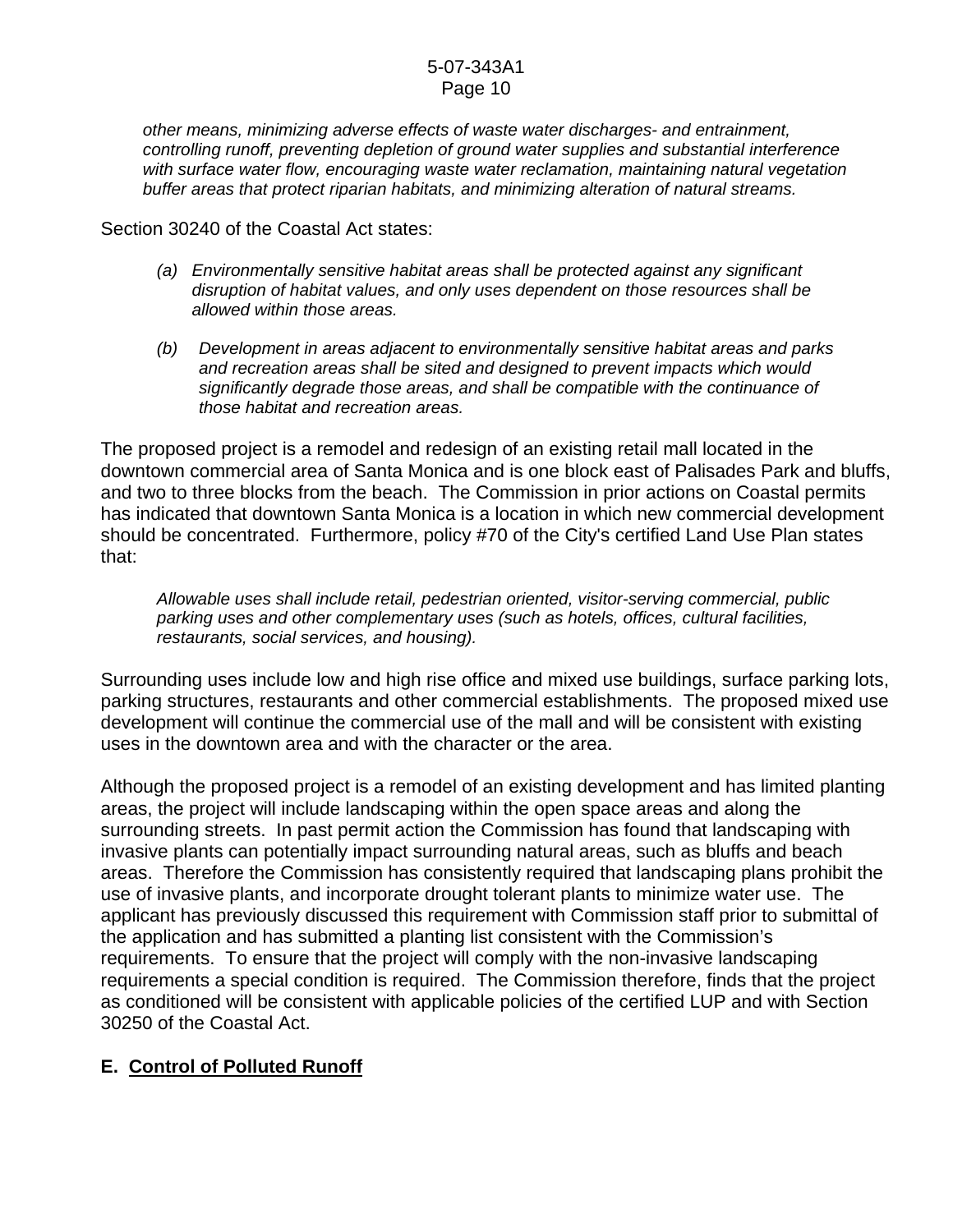*other means, minimizing adverse effects of waste water discharges- and entrainment, controlling runoff, preventing depletion of ground water supplies and substantial interference with surface water flow, encouraging waste water reclamation, maintaining natural vegetation buffer areas that protect riparian habitats, and minimizing alteration of natural streams.*

Section 30240 of the Coastal Act states:

> *(a) Environmentally sensitive habitat areas shall be protected against any significant disruption of habitat values, and only uses dependent on those resources shall be allowed within those areas.*
>
> *(b) Development in areas adjacent to environmentally sensitive habitat areas and parks and recreation areas shall be sited and designed to prevent impacts which would significantly degrade those areas, and shall be compatible with the continuance of those habitat and recreation areas.*

The proposed project is a remodel and redesign of an existing retail mall located in the downtown commercial area of Santa Monica and is one block east of Palisades Park and bluffs, and two to three blocks from the beach. The Commission in prior actions on Coastal permits has indicated that downtown Santa Monica is a location in which new commercial development should be concentrated. Furthermore, policy #70 of the City's certified Land Use Plan states that:

> *Allowable uses shall include retail, pedestrian oriented, visitor-serving commercial, public parking uses and other complementary uses (such as hotels, offices, cultural facilities, restaurants, social services, and housing).*

Surrounding uses include low and high rise office and mixed use buildings, surface parking lots, parking structures, restaurants and other commercial establishments. The proposed mixed use development will continue the commercial use of the mall and will be consistent with existing uses in the downtown area and with the character or the area.

Although the proposed project is a remodel of an existing development and has limited planting areas, the project will include landscaping within the open space areas and along the surrounding streets. In past permit action the Commission has found that landscaping with invasive plants can potentially impact surrounding natural areas, such as bluffs and beach areas. Therefore the Commission has consistently required that landscaping plans prohibit the use of invasive plants, and incorporate drought tolerant plants to minimize water use. The applicant has previously discussed this requirement with Commission staff prior to submittal of the application and has submitted a planting list consistent with the Commission's requirements. To ensure that the project will comply with the non-invasive landscaping requirements a special condition is required. The Commission therefore, finds that the project as conditioned will be consistent with applicable policies of the certified LUP and with Section 30250 of the Coastal Act.

## E. <u>Control of Polluted Runoff</u>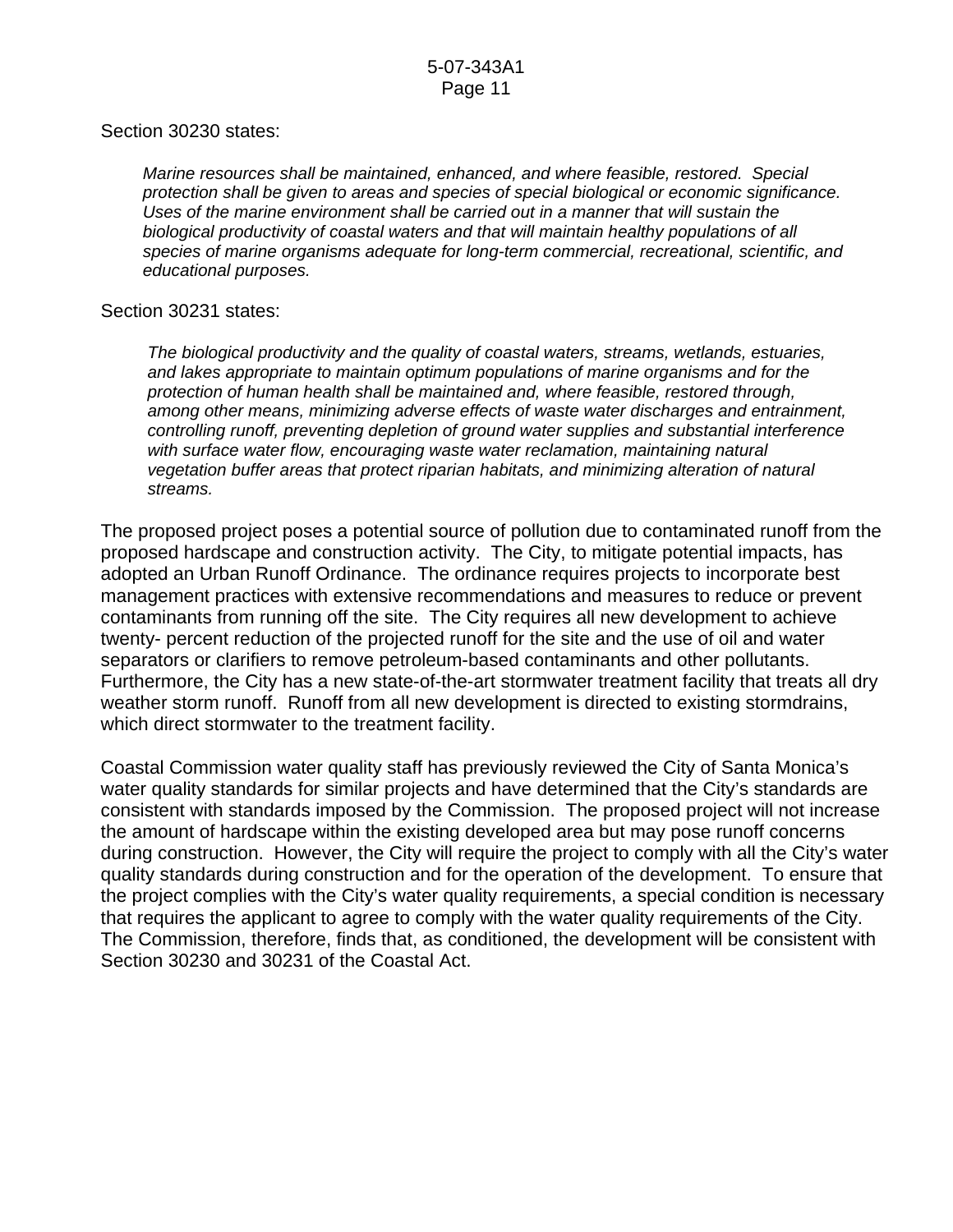Section 30230 states:

> *Marine resources shall be maintained, enhanced, and where feasible, restored. Special protection shall be given to areas and species of special biological or economic significance. Uses of the marine environment shall be carried out in a manner that will sustain the biological productivity of coastal waters and that will maintain healthy populations of all species of marine organisms adequate for long-term commercial, recreational, scientific, and educational purposes.*

Section 30231 states:

> *The biological productivity and the quality of coastal waters, streams, wetlands, estuaries, and lakes appropriate to maintain optimum populations of marine organisms and for the protection of human health shall be maintained and, where feasible, restored through, among other means, minimizing adverse effects of waste water discharges and entrainment, controlling runoff, preventing depletion of ground water supplies and substantial interference with surface water flow, encouraging waste water reclamation, maintaining natural vegetation buffer areas that protect riparian habitats, and minimizing alteration of natural streams.*

The proposed project poses a potential source of pollution due to contaminated runoff from the proposed hardscape and construction activity. The City, to mitigate potential impacts, has adopted an Urban Runoff Ordinance. The ordinance requires projects to incorporate best management practices with extensive recommendations and measures to reduce or prevent contaminants from running off the site. The City requires all new development to achieve twenty- percent reduction of the projected runoff for the site and the use of oil and water separators or clarifiers to remove petroleum-based contaminants and other pollutants. Furthermore, the City has a new state-of-the-art stormwater treatment facility that treats all dry weather storm runoff. Runoff from all new development is directed to existing stormdrains, which direct stormwater to the treatment facility.

Coastal Commission water quality staff has previously reviewed the City of Santa Monica's water quality standards for similar projects and have determined that the City's standards are consistent with standards imposed by the Commission. The proposed project will not increase the amount of hardscape within the existing developed area but may pose runoff concerns during construction. However, the City will require the project to comply with all the City's water quality standards during construction and for the operation of the development. To ensure that the project complies with the City's water quality requirements, a special condition is necessary that requires the applicant to agree to comply with the water quality requirements of the City. The Commission, therefore, finds that, as conditioned, the development will be consistent with Section 30230 and 30231 of the Coastal Act.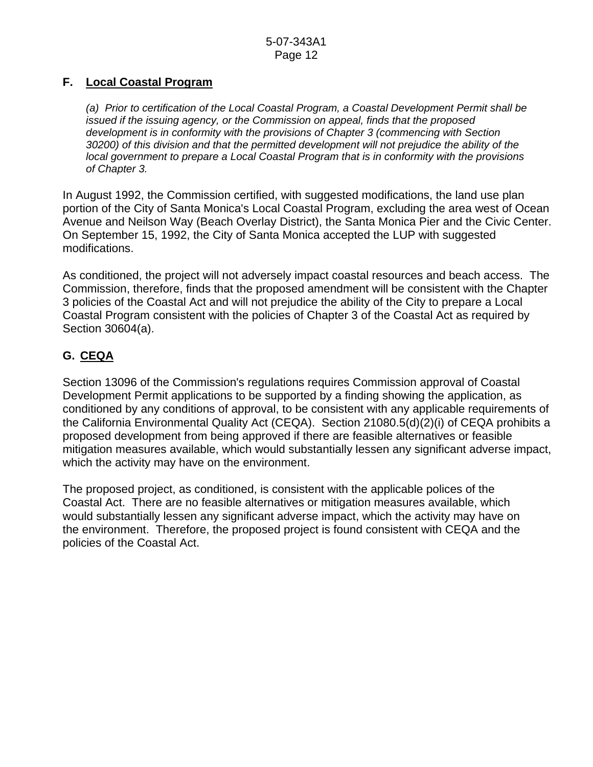## F. Local Coastal Program

*(a) Prior to certification of the Local Coastal Program, a Coastal Development Permit shall be issued if the issuing agency, or the Commission on appeal, finds that the proposed development is in conformity with the provisions of Chapter 3 (commencing with Section 30200) of this division and that the permitted development will not prejudice the ability of the local government to prepare a Local Coastal Program that is in conformity with the provisions of Chapter 3.*

In August 1992, the Commission certified, with suggested modifications, the land use plan portion of the City of Santa Monica's Local Coastal Program, excluding the area west of Ocean Avenue and Neilson Way (Beach Overlay District), the Santa Monica Pier and the Civic Center. On September 15, 1992, the City of Santa Monica accepted the LUP with suggested modifications.

As conditioned, the project will not adversely impact coastal resources and beach access. The Commission, therefore, finds that the proposed amendment will be consistent with the Chapter 3 policies of the Coastal Act and will not prejudice the ability of the City to prepare a Local Coastal Program consistent with the policies of Chapter 3 of the Coastal Act as required by Section 30604(a).

## G. CEQA

Section 13096 of the Commission's regulations requires Commission approval of Coastal Development Permit applications to be supported by a finding showing the application, as conditioned by any conditions of approval, to be consistent with any applicable requirements of the California Environmental Quality Act (CEQA). Section 21080.5(d)(2)(i) of CEQA prohibits a proposed development from being approved if there are feasible alternatives or feasible mitigation measures available, which would substantially lessen any significant adverse impact, which the activity may have on the environment.

The proposed project, as conditioned, is consistent with the applicable polices of the Coastal Act. There are no feasible alternatives or mitigation measures available, which would substantially lessen any significant adverse impact, which the activity may have on the environment. Therefore, the proposed project is found consistent with CEQA and the policies of the Coastal Act.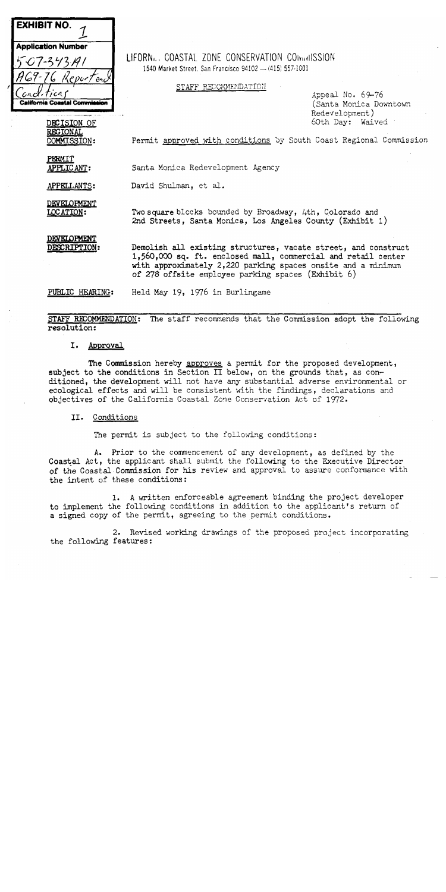**EXHIBIT NO.** 1

**Application Number**

5-07-343-A1

A69-76 Report and Conditions

**California Coastal Commission**

CALIFORNIA COASTAL ZONE CONSERVATION COMMISSION
1540 Market Street, San Francisco 94102 — (415) 557-1001

STAFF RECOMMENDATION

Appeal No. 69-76
(Santa Monica Downtown Redevelopment)
60th Day: Waived

**DECISION OF REGIONAL COMMISSION:** Permit approved with conditions by South Coast Regional Commission

**PERMIT APPLICANT:** Santa Monica Redevelopment Agency

**APPELLANTS:** David Shulman, et al.

**DEVELOPMENT LOCATION:** Two square blocks bounded by Broadway, 4th, Colorado and 2nd Streets, Santa Monica, Los Angeles County (Exhibit 1)

**DEVELOPMENT DESCRIPTION:** Demolish all existing structures, vacate street, and construct 1,560,000 sq. ft. enclosed mall, commercial and retail center with approximately 2,220 parking spaces onsite and a minimum of 278 offsite employee parking spaces (Exhibit 6)

**PUBLIC HEARING:** Held May 19, 1976 in Burlingame

STAFF RECOMMENDATION: The staff recommends that the Commission adopt the following resolution:

## I. Approval

The Commission hereby approves a permit for the proposed development, subject to the conditions in Section II below, on the grounds that, as conditioned, the development will not have any substantial adverse environmental or ecological effects and will be consistent with the findings, declarations and objectives of the California Coastal Zone Conservation Act of 1972.

## II. Conditions

The permit is subject to the following conditions:

A. Prior to the commencement of any development, as defined by the Coastal Act, the applicant shall submit the following to the Executive Director of the Coastal Commission for his review and approval to assure conformance with the intent of these conditions:

1. A written enforceable agreement binding the project developer to implement the following conditions in addition to the applicant's return of a signed copy of the permit, agreeing to the permit conditions.

2. Revised working drawings of the proposed project incorporating the following features: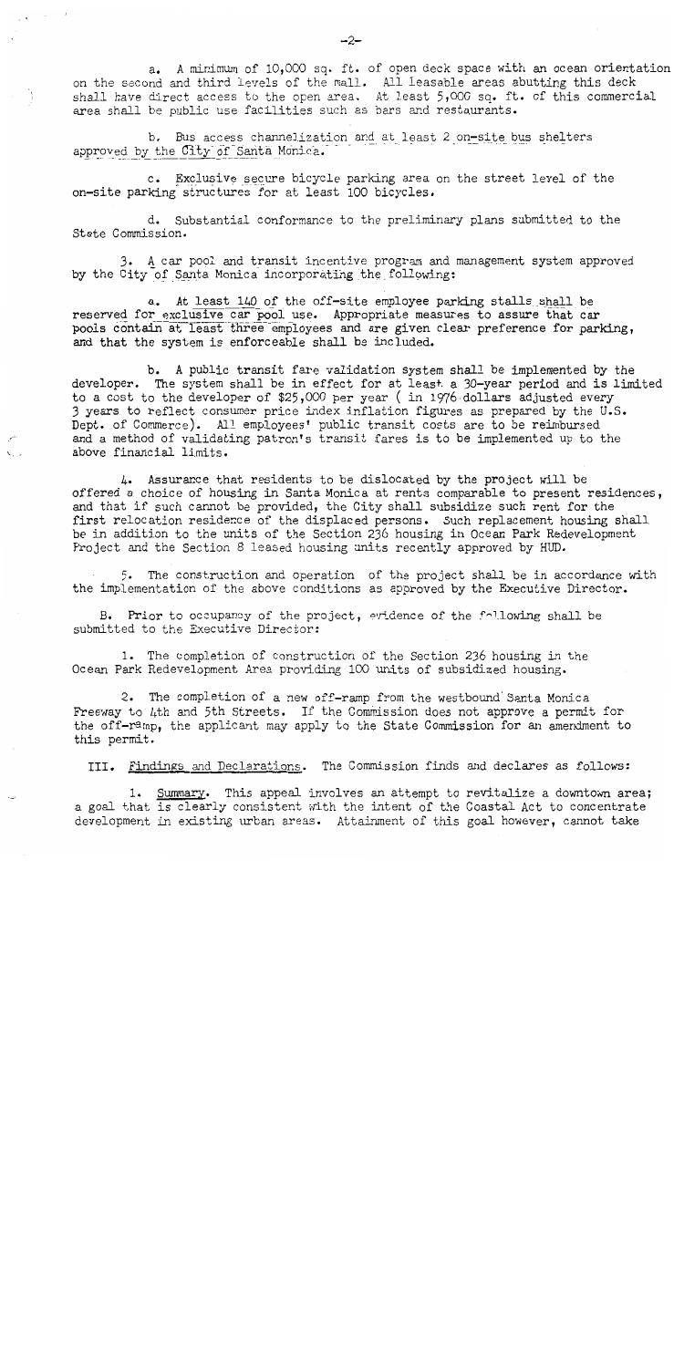a. A minimum of 10,000 sq. ft. of open deck space with an ocean orientation on the second and third levels of the mall. All leasable areas abutting this deck shall have direct access to the open area. At least 5,000 sq. ft. of this commercial area shall be public use facilities such as bars and restaurants.

b. Bus access channelization and at least 2 on-site bus shelters approved by the City of Santa Monica.

c. Exclusive secure bicycle parking area on the street level of the on-site parking structures for at least 100 bicycles.

d. Substantial conformance to the preliminary plans submitted to the State Commission.

3. A car pool and transit incentive program and management system approved by the City of Santa Monica incorporating the following:

a. At least 140 of the off-site employee parking stalls shall be reserved for exclusive car pool use. Appropriate measures to assure that car pools contain at least three employees and are given clear preference for parking, and that the system is enforceable shall be included.

b. A public transit fare validation system shall be implemented by the developer. The system shall be in effect for at least a 30-year period and is limited to a cost to the developer of $25,000 per year ( in 1976 dollars adjusted every 3 years to reflect consumer price index inflation figures as prepared by the U.S. Dept. of Commerce). All employees' public transit costs are to be reimbursed and a method of validating patron's transit fares is to be implemented up to the above financial limits.

4. Assurance that residents to be dislocated by the project will be offered a choice of housing in Santa Monica at rents comparable to present residences, and that if such cannot be provided, the City shall subsidize such rent for the first relocation residence of the displaced persons. Such replacement housing shall be in addition to the units of the Section 236 housing in Ocean Park Redevelopment Project and the Section 8 leased housing units recently approved by HUD.

5. The construction and operation of the project shall be in accordance with the implementation of the above conditions as approved by the Executive Director.

B. Prior to occupancy of the project, evidence of the following shall be submitted to the Executive Director:

1. The completion of construction of the Section 236 housing in the Ocean Park Redevelopment Area providing 100 units of subsidized housing.

2. The completion of a new off-ramp from the westbound Santa Monica Freeway to 4th and 5th Streets. If the Commission does not approve a permit for the off-ramp, the applicant may apply to the State Commission for an amendment to this permit.

III. Findings and Declarations. The Commission finds and declares as follows:

1. Summary. This appeal involves an attempt to revitalize a downtown area; a goal that is clearly consistent with the intent of the Coastal Act to concentrate development in existing urban areas. Attainment of this goal however, cannot take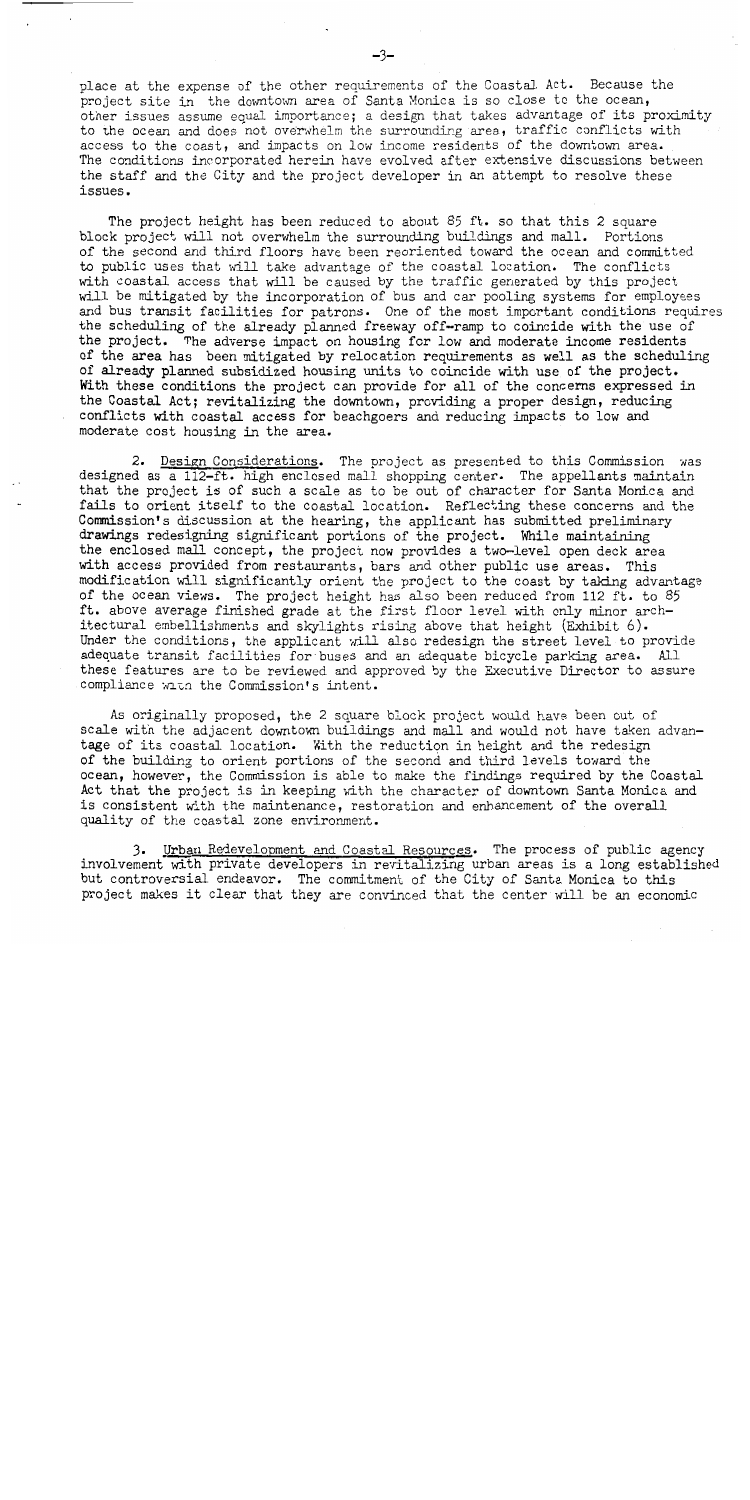place at the expense of the other requirements of the Coastal Act. Because the project site in the downtown area of Santa Monica is so close to the ocean, other issues assume equal importance; a design that takes advantage of its proximity to the ocean and does not overwhelm the surrounding area, traffic conflicts with access to the coast, and impacts on low income residents of the downtown area. The conditions incorporated herein have evolved after extensive discussions between the staff and the City and the project developer in an attempt to resolve these issues.

The project height has been reduced to about 85 ft. so that this 2 square block project will not overwhelm the surrounding buildings and mall. Portions of the second and third floors have been reoriented toward the ocean and committed to public uses that will take advantage of the coastal location. The conflicts with coastal access that will be caused by the traffic generated by this project will be mitigated by the incorporation of bus and car pooling systems for employees and bus transit facilities for patrons. One of the most important conditions requires the scheduling of the already planned freeway off-ramp to coincide with the use of the project. The adverse impact on housing for low and moderate income residents of the area has been mitigated by relocation requirements as well as the scheduling of already planned subsidized housing units to coincide with use of the project. With these conditions the project can provide for all of the concerns expressed in the Coastal Act; revitalizing the downtown, providing a proper design, reducing conflicts with coastal access for beachgoers and reducing impacts to low and moderate cost housing in the area.

2. Design Considerations. The project as presented to this Commission was designed as a 112-ft. high enclosed mall shopping center. The appellants maintain that the project is of such a scale as to be out of character for Santa Monica and fails to orient itself to the coastal location. Reflecting these concerns and the Commission's discussion at the hearing, the applicant has submitted preliminary drawings redesigning significant portions of the project. While maintaining the enclosed mall concept, the project now provides a two-level open deck area with access provided from restaurants, bars and other public use areas. This modification will significantly orient the project to the coast by taking advantage of the ocean views. The project height has also been reduced from 112 ft. to 85 ft. above average finished grade at the first floor level with only minor architectural embellishments and skylights rising above that height (Exhibit 6). Under the conditions, the applicant will also redesign the street level to provide adequate transit facilities for buses and an adequate bicycle parking area. All these features are to be reviewed and approved by the Executive Director to assure compliance with the Commission's intent.

As originally proposed, the 2 square block project would have been out of scale with the adjacent downtown buildings and mall and would not have taken advantage of its coastal location. With the reduction in height and the redesign of the building to orient portions of the second and third levels toward the ocean, however, the Commission is able to make the findings required by the Coastal Act that the project is in keeping with the character of downtown Santa Monica and is consistent with the maintenance, restoration and enhancement of the overall quality of the coastal zone environment.

3. Urban Redevelopment and Coastal Resources. The process of public agency involvement with private developers in revitalizing urban areas is a long established but controversial endeavor. The commitment of the City of Santa Monica to this project makes it clear that they are convinced that the center will be an economic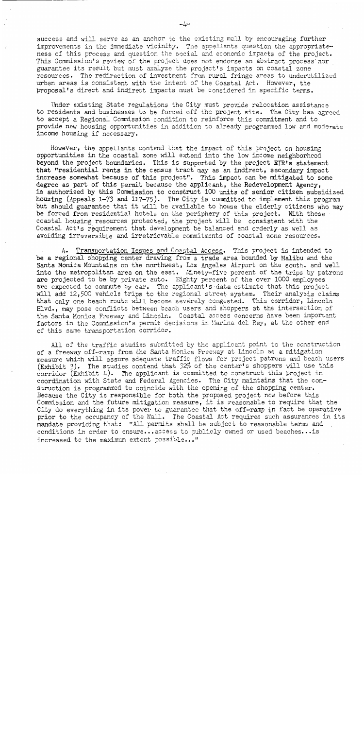success and will serve as an anchor to the existing mall by encouraging further improvements in the immediate vicinity. The appellants question the appropriateness of this process and question the social and economic impacts of the project. This Commission's review of the project does not endorse an abstract process nor guarantee its result but must analyze the project's impacts on coastal zone resources. The redirection of investment from rural fringe areas to underutilized urban areas is consistent with the intent of the Coastal Act. However, the proposal's direct and indirect impacts must be considered in specific terms.

Under existing State regulations the City must provide relocation assistance to residents and businesses to be forced off the project site. The City has agreed to accept a Regional Commission condition to reinforce this commitment and to provide new housing opportunities in addition to already programmed low and moderate income housing if necessary.

However, the appellants contend that the impact of this project on housing opportunities in the coastal zone will extend into the low income neighborhood beyond the project boundaries. This is supported by the project EIR's statement that "residential rents in the census tract may as an indirect, secondary impact increase somewhat because of this project". This impact can be mitigated to some degree as part of this permit because the applicant, the Redevelopment Agency, is authorized by this Commission to construct 100 units of senior citizen subsidized housing (Appeals 1-73 and 117-75). The City is committed to implement this program but should guarantee that it will be available to house the elderly citizens who may be forced from residential hotels on the periphery of this project. With these coastal housing resources protected, the project will be consistent with the Coastal Act's requirement that development be balanced and orderly as well as avoiding irreversible and irretrievable commitments of coastal zone resources.

4. Transportation Issues and Coastal Access. This project is intended to be a regional shopping center drawing from a trade area bounded by Malibu and the Santa Monica Mountains on the northwest, Los Angeles Airport on the south, and well into the metropolitan area on the east. Ninety-five percent of the trips by patrons are projected to be by private auto. Eighty percent of the over 1000 employees are expected to commute by car. The applicant's data estimate that this project will add 12,500 vehicle trips to the regional street system. Their analysis claims that only one beach route will become severely congested. This corridor, Lincoln Blvd., may pose conflicts between beach users and shoppers at the intersection of the Santa Monica Freeway and Lincoln. Coastal access concerns have been important factors in the Commission's permit decisions in Marina del Rey, at the other end of this same transportation corridor.

All of the traffic studies submitted by the applicant point to the construction of a freeway off-ramp from the Santa Monica Freeway at Lincoln as a mitigation measure which will assure adequate traffic flows for project patrons and beach users (Exhibit 3). The studies contend that 32% of the center's shoppers will use this corridor (Exhibit 4). The applicant is committed to construct this project in coordination with State and Federal Agencies. The City maintains that the construction is programmed to coincide with the opening of the shopping center. Because the City is responsible for both the proposed project now before this Commission and the future mitigation measure, it is reasonable to require that the City do everything in its power to guarantee that the off-ramp in fact be operative prior to the occupancy of the Mall. The Coastal Act requires such assurances in its mandate providing that: "All permits shall be subject to reasonable terms and conditions in order to ensure...access to publicly owned or used beaches...is increased to the maximum extent possible..."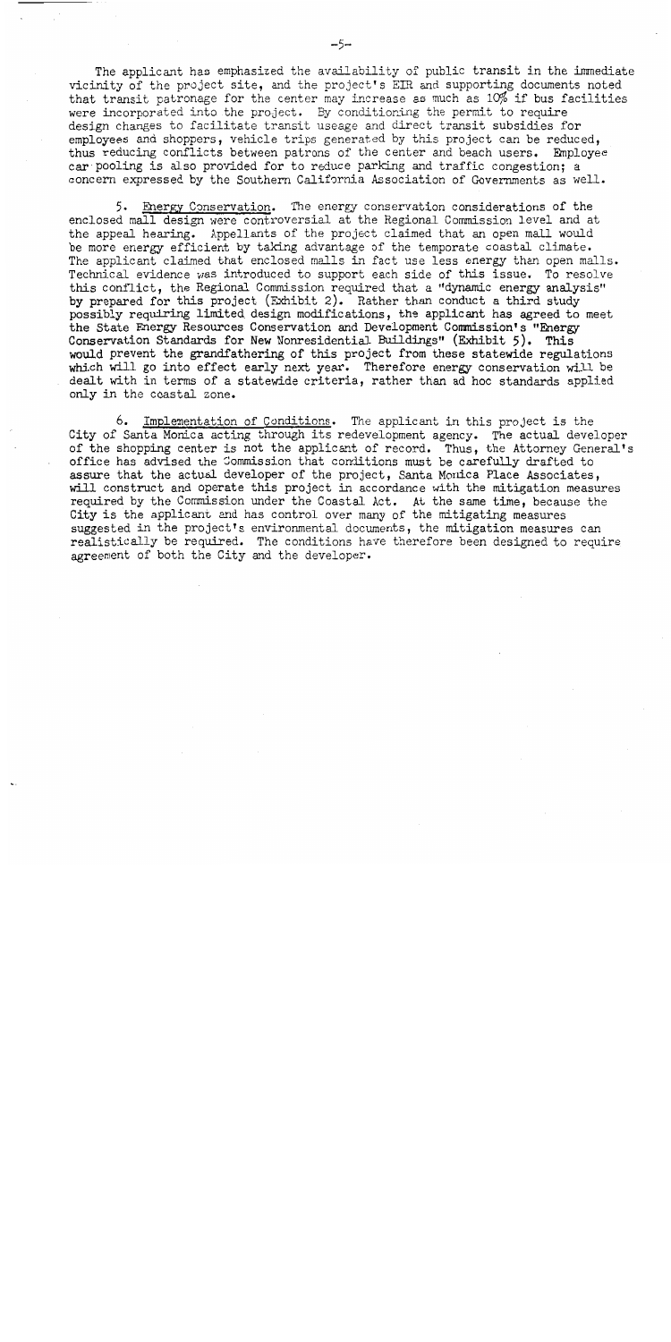The applicant has emphasized the availability of public transit in the immediate vicinity of the project site, and the project's EIR and supporting documents noted that transit patronage for the center may increase as much as 10% if bus facilities were incorporated into the project. By conditioning the permit to require design changes to facilitate transit useage and direct transit subsidies for employees and shoppers, vehicle trips generated by this project can be reduced, thus reducing conflicts between patrons of the center and beach users. Employee car pooling is also provided for to reduce parking and traffic congestion; a concern expressed by the Southern California Association of Governments as well.

5. Energy Conservation. The energy conservation considerations of the enclosed mall design were controversial at the Regional Commission level and at the appeal hearing. Appellants of the project claimed that an open mall would be more energy efficient by taking advantage of the temporate coastal climate. The applicant claimed that enclosed malls in fact use less energy than open malls. Technical evidence was introduced to support each side of this issue. To resolve this conflict, the Regional Commission required that a "dynamic energy analysis" by prepared for this project (Exhibit 2). Rather than conduct a third study possibly requiring limited design modifications, the applicant has agreed to meet the State Energy Resources Conservation and Development Commission's "Energy Conservation Standards for New Nonresidential Buildings" (Exhibit 5). This would prevent the grandfathering of this project from these statewide regulations which will go into effect early next year. Therefore energy conservation will be dealt with in terms of a statewide criteria, rather than ad hoc standards applied only in the coastal zone.

6. Implementation of Conditions. The applicant in this project is the City of Santa Monica acting through its redevelopment agency. The actual developer of the shopping center is not the applicant of record. Thus, the Attorney General's office has advised the Commission that conditions must be carefully drafted to assure that the actual developer of the project, Santa Monica Place Associates, will construct and operate this project in accordance with the mitigation measures required by the Commission under the Coastal Act. At the same time, because the City is the applicant and has control over many of the mitigating measures suggested in the project's environmental documents, the mitigation measures can realistically be required. The conditions have therefore been designed to require agreement of both the City and the developer.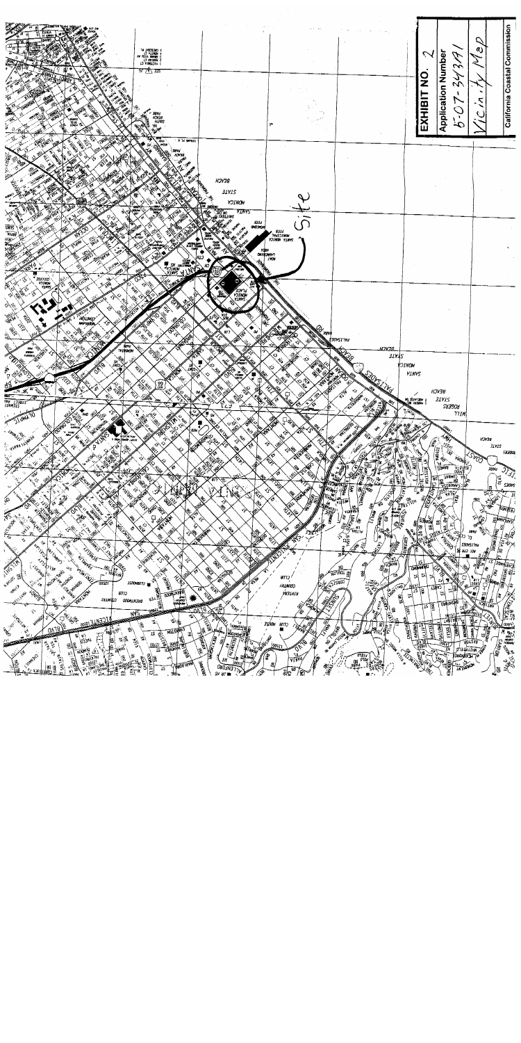| EXHIBIT NO. 2 |
| --- |
| Application Number |
| 5-07-343A1 |
| Vicinity Map |
| |
| California Coastal Commission |

Site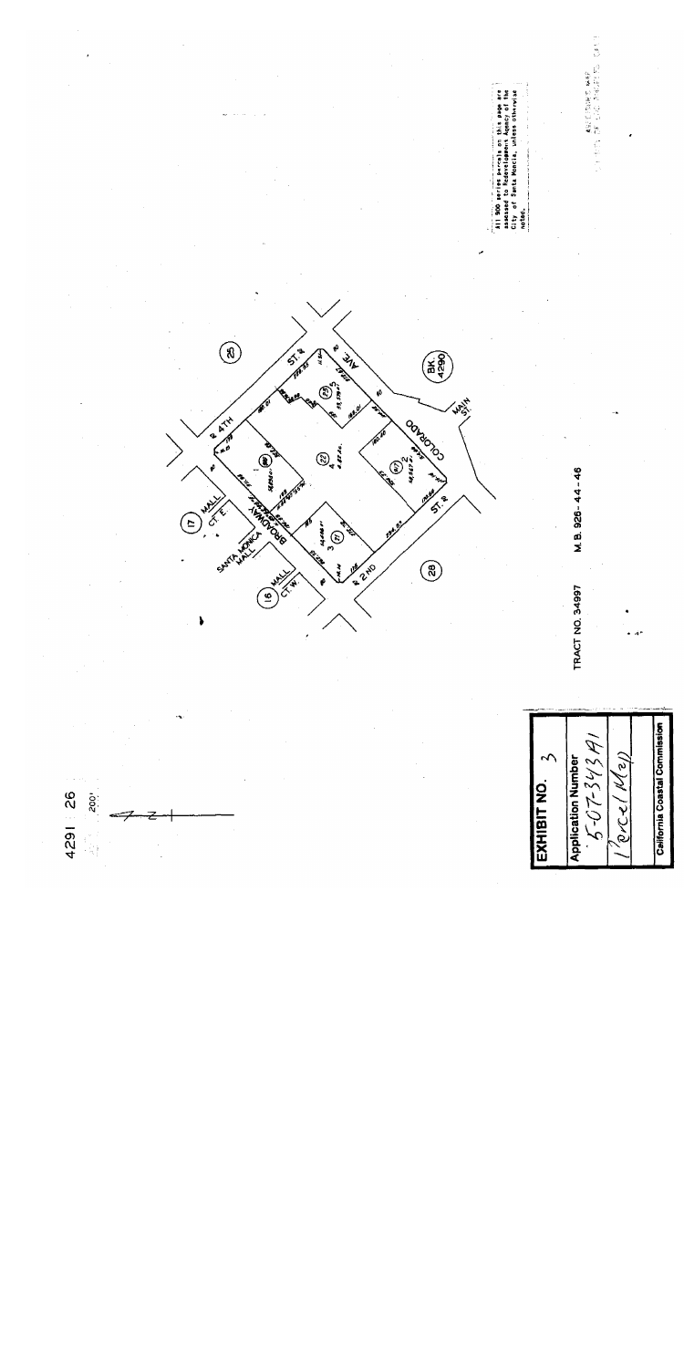4291 26

200'

2ND ST.
4TH ST.
BROADWAY
COLORADO AVE
SANTA MONICA MALL
MALL CT. E.
MALL CT. W.
MAIN ST.

BK 4290

All 900 series parcels on this page are assessed to Redevelopment Agency of the City of Santa Monica, unless otherwise noted.

TRACT NO. 34997

M.B. 926 - 44 - 46

**EXHIBIT NO.** 3

**Application Number**

5-07-343 A1

Parcel Map

**California Coastal Commission**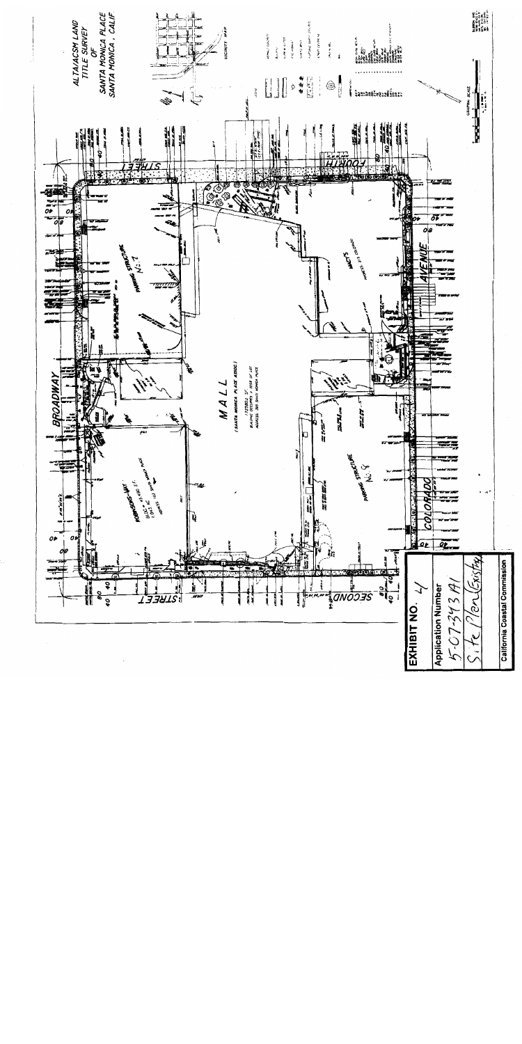ALTA/ACSM LAND TITLE SURVEY OF SANTA MONICA PLACE SANTA MONICA, CALIF

VICINITY MAP

BROADWAY

FOURTH STREET

COLORADO AVENUE

SECOND STREET

MALL (SANTA MONICA PLACE ASSOC.)

PARKING STRUCTURE No. 7

PARKING STRUCTURE No. 8

MACY'S

ROBINSONS-MAY

GRAPHIC SCALE

**EXHIBIT NO.** 4

**Application Number**

5-07-343 A1

Site Plan Existing

**California Coastal Commission**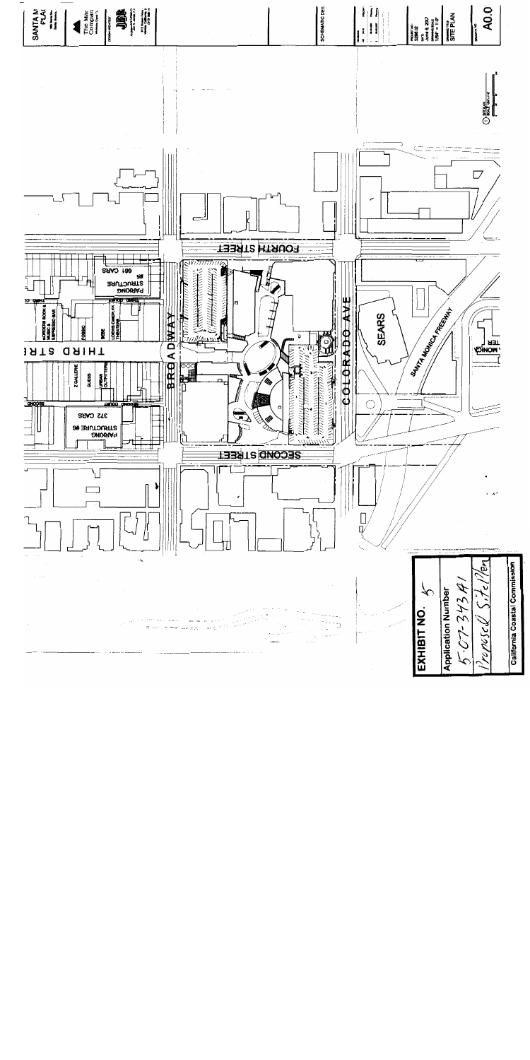SANTA M
PLA(

The Mac
Compan

SCHEMATIC DES

SITE PLAN

A0.0

FOURTH STREET

THIRD STREET

SECOND STREET

BROADWAY

COLORADO AVE

SEARS

SANTA MONICA FREEWAY

PARKING STRUCTURE #5 661 CARS

PARKING STRUCTURE #6 372 CARS

BORDERS BOOK & MUSIC & ESPRESSO BAR

FOSSIL

BEBE

LOEWS CINEPLEX THEATERS

Z GALLERIE

GUESS

URBAN OUTFITTERS

THIRD COURT

SECOND COURT

**EXHIBIT NO.** 5

**Application Number**

5-07-343 A1

Proposed Site Plan

California Coastal Commission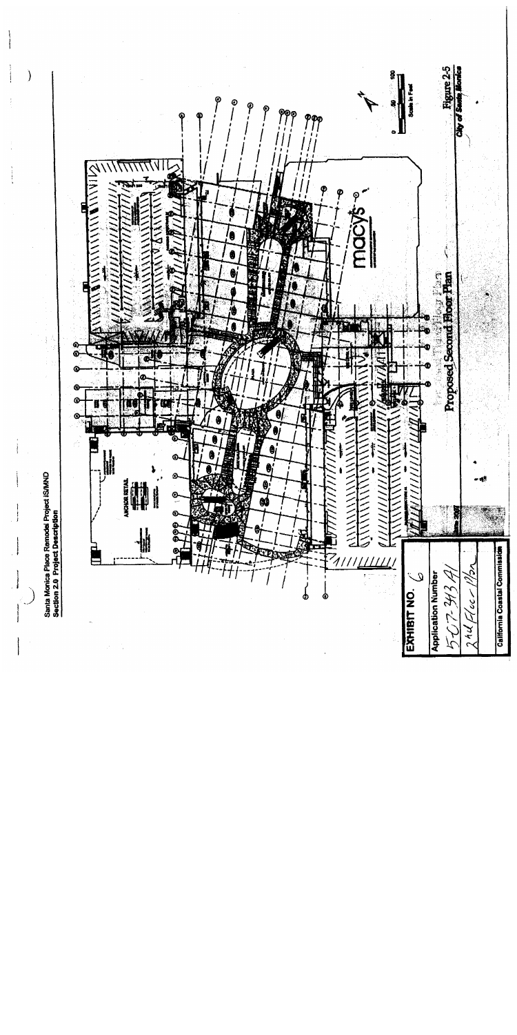Santa Monica Place Remodel Project IS/MND
Section 2.0 Project Description

ANCHOR RETAIL

macy's

Proposed Second Floor Plan

0 50 100
Scale in Feet

Figure 2-5
City of Santa Monica

| EXHIBIT NO. 6 |
| --- |
| Application Number |
| 5-07-343 A1 |
| 2nd Floor Plan |
| California Coastal Commission |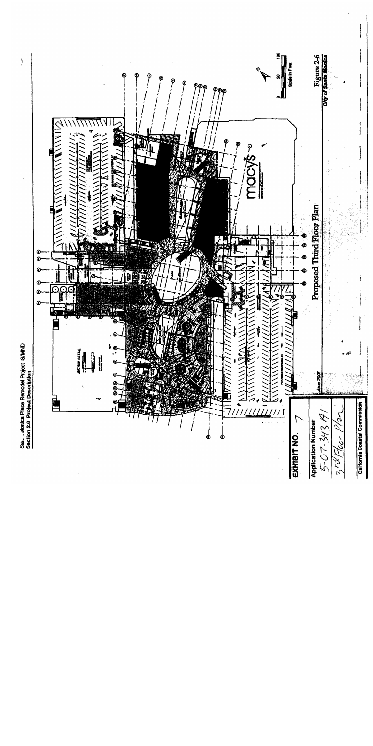Santa Monica Place Remodel Project IS/MND
**Section 2.0 Project Description**

ANCHOR RETAIL

PARKING STRUCTURE

macy's

Proposed Third Floor Plan

June 2007

Scale in Feet

0 50 100

Figure 2-6
*City of Santa Monica*

**EXHIBIT NO.** 7

Application Number
5-07-343 A1
3rd Floor Plan

California Coastal Commission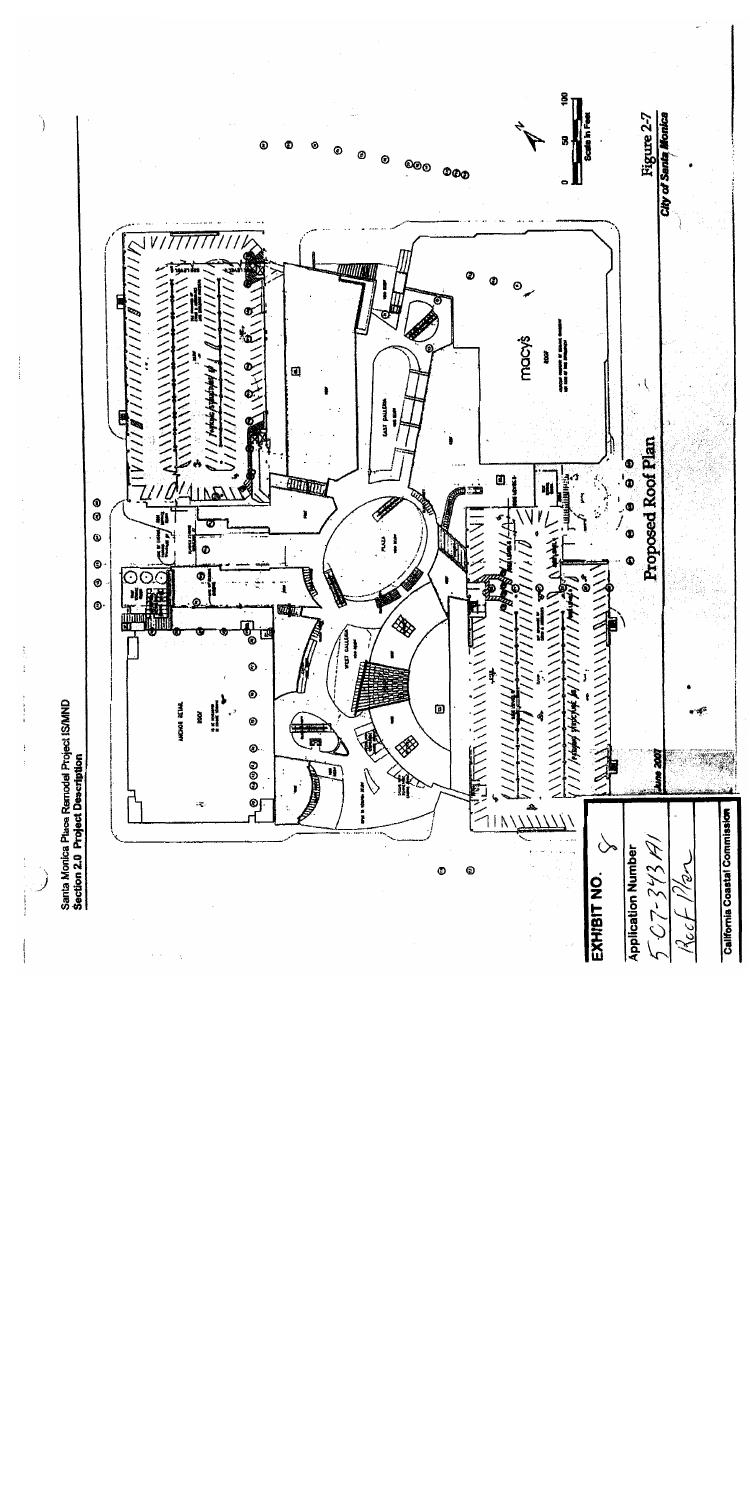Santa Monica Place Remodel Project IS/MND
Section 2.0 Project Description

Proposed Roof Plan

June 2007

Figure 2-7
City of Santa Monica

0 50 100
Scale in Feet

EXHIBIT NO. 5

Application Number
5-07-343 A1
Roof Plan

California Coastal Commission